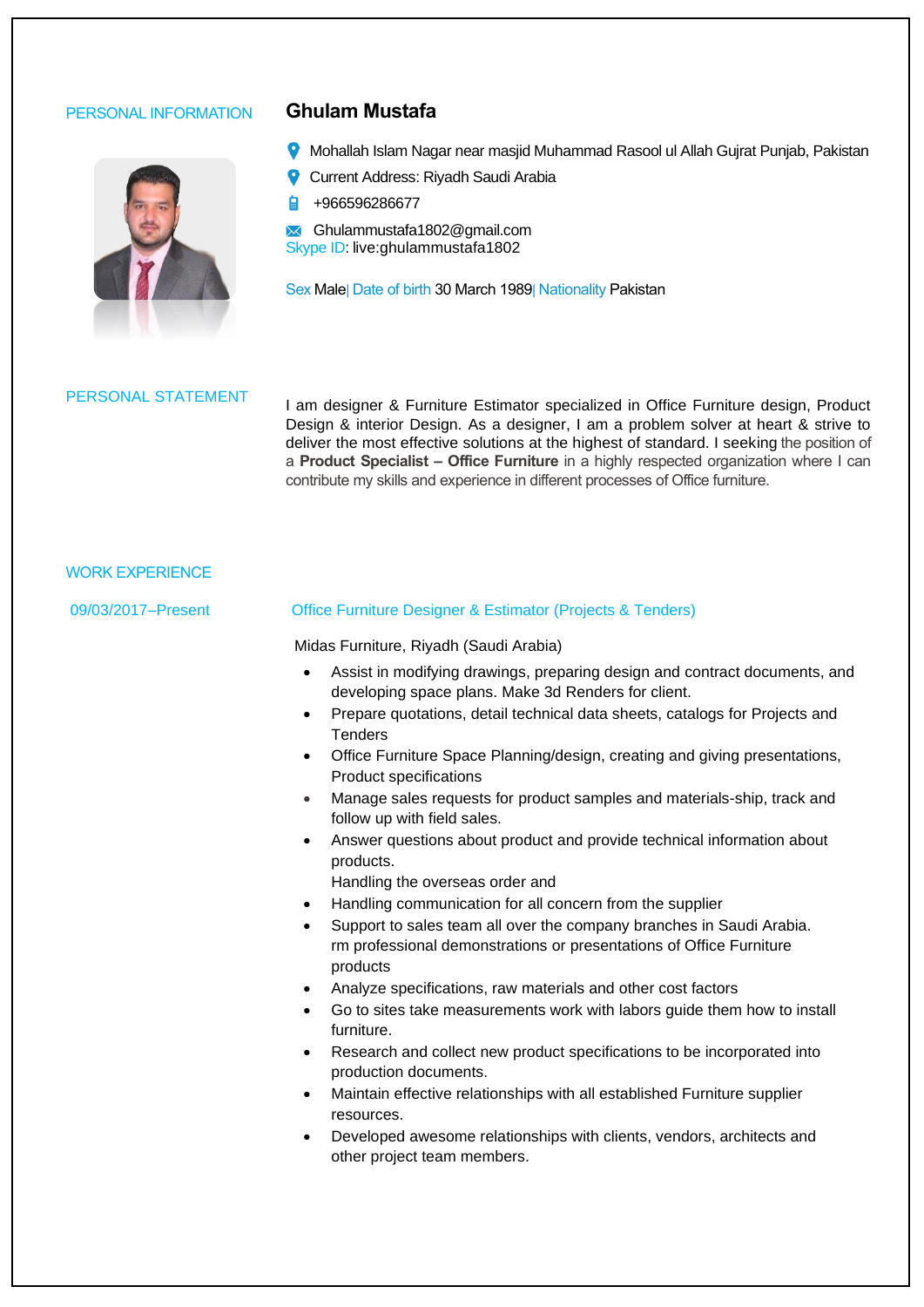## PERSONAL INFORMATION

# Ghulam Mustafa

Mohallah Islam Nagar near masjid Muhammad Rasool ul Allah Gujrat Punjab, Pakistan

Current Address: Riyadh Saudi Arabia

+966596286677

Ghulammustafa1802@gmail.com

Skype ID: live:ghulammustafa1802

Sex Male| Date of birth 30 March 1989| Nationality Pakistan

## PERSONAL STATEMENT

I am designer & Furniture Estimator specialized in Office Furniture design, Product Design & interior Design. As a designer, I am a problem solver at heart & strive to deliver the most effective solutions at the highest of standard. I seeking the position of a **Product Specialist – Office Furniture** in a highly respected organization where I can contribute my skills and experience in different processes of Office furniture.

## WORK EXPERIENCE

09/03/2017–Present

### Office Furniture Designer & Estimator (Projects & Tenders)

Midas Furniture, Riyadh (Saudi Arabia)

- Assist in modifying drawings, preparing design and contract documents, and developing space plans. Make 3d Renders for client.
- Prepare quotations, detail technical data sheets, catalogs for Projects and Tenders
- Office Furniture Space Planning/design, creating and giving presentations, Product specifications
- Manage sales requests for product samples and materials-ship, track and follow up with field sales.
- Answer questions about product and provide technical information about products.
  Handling the overseas order and
- Handling communication for all concern from the supplier
- Support to sales team all over the company branches in Saudi Arabia.
  rm professional demonstrations or presentations of Office Furniture products
- Analyze specifications, raw materials and other cost factors
- Go to sites take measurements work with labors guide them how to install furniture.
- Research and collect new product specifications to be incorporated into production documents.
- Maintain effective relationships with all established Furniture supplier resources.
- Developed awesome relationships with clients, vendors, architects and other project team members.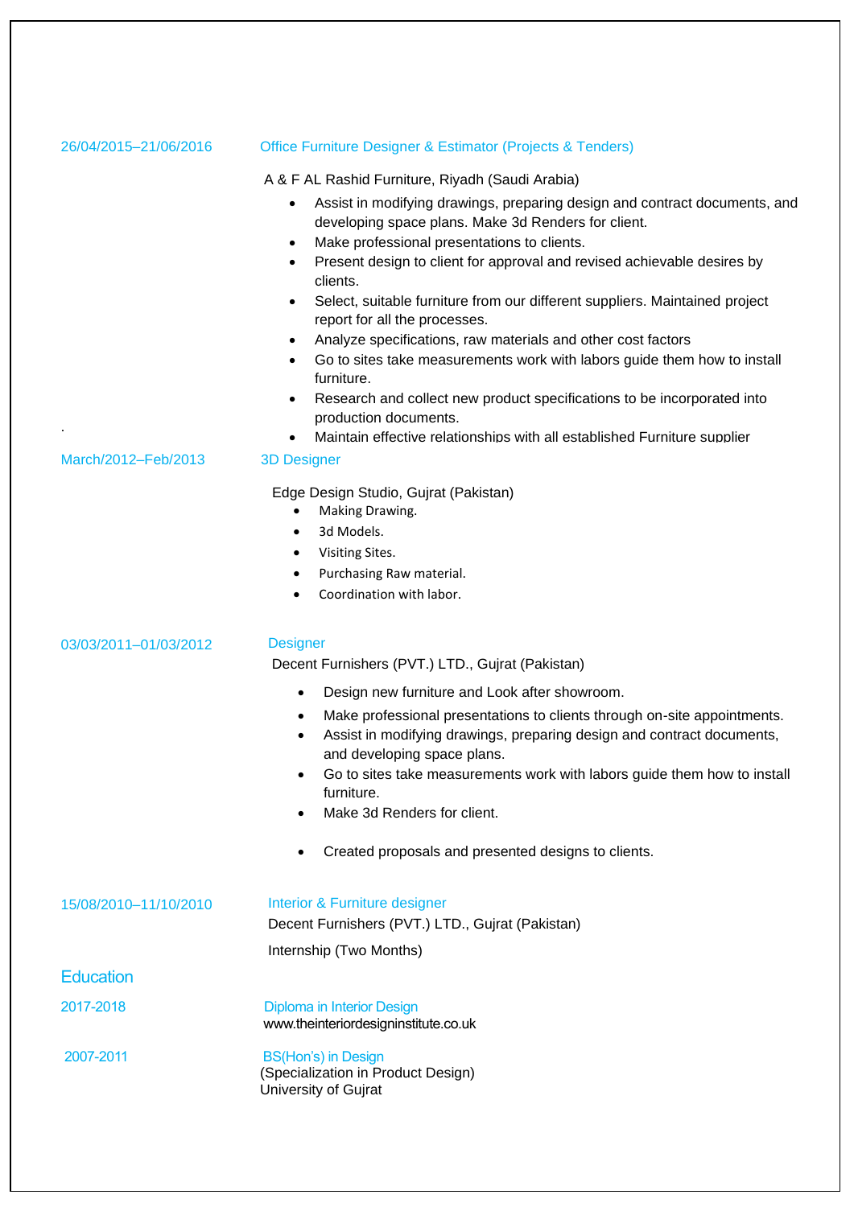26/04/2015–21/06/2016 **Office Furniture Designer & Estimator (Projects & Tenders)**

A & F AL Rashid Furniture, Riyadh (Saudi Arabia)

- Assist in modifying drawings, preparing design and contract documents, and developing space plans. Make 3d Renders for client.
- Make professional presentations to clients.
- Present design to client for approval and revised achievable desires by clients.
- Select, suitable furniture from our different suppliers. Maintained project report for all the processes.
- Analyze specifications, raw materials and other cost factors
- Go to sites take measurements work with labors guide them how to install furniture.
- Research and collect new product specifications to be incorporated into production documents.
- Maintain effective relationships with all established Furniture supplier

March/2012–Feb/2013 **3D Designer**

Edge Design Studio, Gujrat (Pakistan)

- Making Drawing.
- 3d Models.
- Visiting Sites.
- Purchasing Raw material.
- Coordination with labor.

03/03/2011–01/03/2012 **Designer**

Decent Furnishers (PVT.) LTD., Gujrat (Pakistan)

- Design new furniture and Look after showroom.
- Make professional presentations to clients through on-site appointments.
- Assist in modifying drawings, preparing design and contract documents, and developing space plans.
- Go to sites take measurements work with labors guide them how to install furniture.
- Make 3d Renders for client.
- Created proposals and presented designs to clients.

15/08/2010–11/10/2010 **Interior & Furniture designer**

Decent Furnishers (PVT.) LTD., Gujrat (Pakistan)

Internship (Two Months)

## Education

2017-2018 **Diploma in Interior Design**

www.theinteriordesigninstitute.co.uk

2007-2011 **BS(Hon's) in Design**

(Specialization in Product Design)

University of Gujrat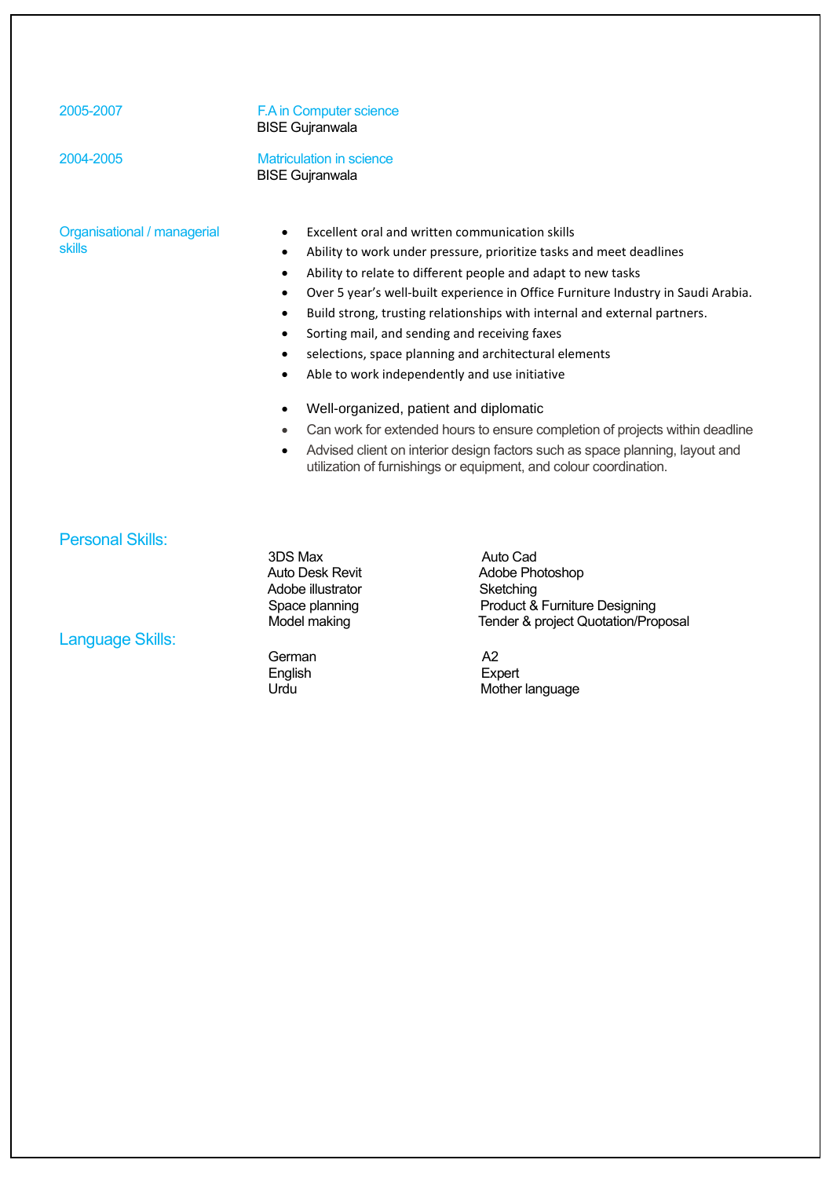2005-2007 — **F.A in Computer science**
BISE Gujranwala

2004-2005 — **Matriculation in science**
BISE Gujranwala

## Organisational / managerial skills

- Excellent oral and written communication skills
- Ability to work under pressure, prioritize tasks and meet deadlines
- Ability to relate to different people and adapt to new tasks
- Over 5 year's well-built experience in Office Furniture Industry in Saudi Arabia.
- Build strong, trusting relationships with internal and external partners.
- Sorting mail, and sending and receiving faxes
- selections, space planning and architectural elements
- Able to work independently and use initiative
- Well-organized, patient and diplomatic
- Can work for extended hours to ensure completion of projects within deadline
- Advised client on interior design factors such as space planning, layout and utilization of furnishings or equipment, and colour coordination.

## Personal Skills:

| | |
|---|---|
| 3DS Max | Auto Cad |
| Auto Desk Revit | Adobe Photoshop |
| Adobe illustrator | Sketching |
| Space planning | Product & Furniture Designing |
| Model making | Tender & project Quotation/Proposal |

## Language Skills:

| | |
|---|---|
| German | A2 |
| English | Expert |
| Urdu | Mother language |